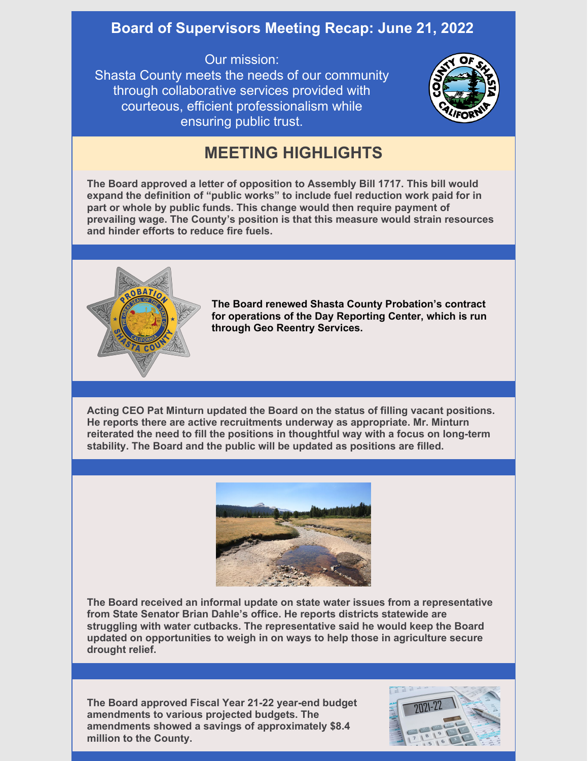# Board of Supervisors Meeting Recap: June 21, 2022

Our mission:
Shasta County meets the needs of our community through collaborative services provided with courteous, efficient professionalism while ensuring public trust.

## MEETING HIGHLIGHTS

**The Board approved a letter of opposition to Assembly Bill 1717. This bill would expand the definition of "public works" to include fuel reduction work paid for in part or whole by public funds. This change would then require payment of prevailing wage. The County's position is that this measure would strain resources and hinder efforts to reduce fire fuels.**

**The Board renewed Shasta County Probation's contract for operations of the Day Reporting Center, which is run through Geo Reentry Services.**

**Acting CEO Pat Minturn updated the Board on the status of filling vacant positions. He reports there are active recruitments underway as appropriate. Mr. Minturn reiterated the need to fill the positions in thoughtful way with a focus on long-term stability. The Board and the public will be updated as positions are filled.**

**The Board received an informal update on state water issues from a representative from State Senator Brian Dahle's office. He reports districts statewide are struggling with water cutbacks. The representative said he would keep the Board updated on opportunities to weigh in on ways to help those in agriculture secure drought relief.**

**The Board approved Fiscal Year 21-22 year-end budget amendments to various projected budgets. The amendments showed a savings of approximately $8.4 million to the County.**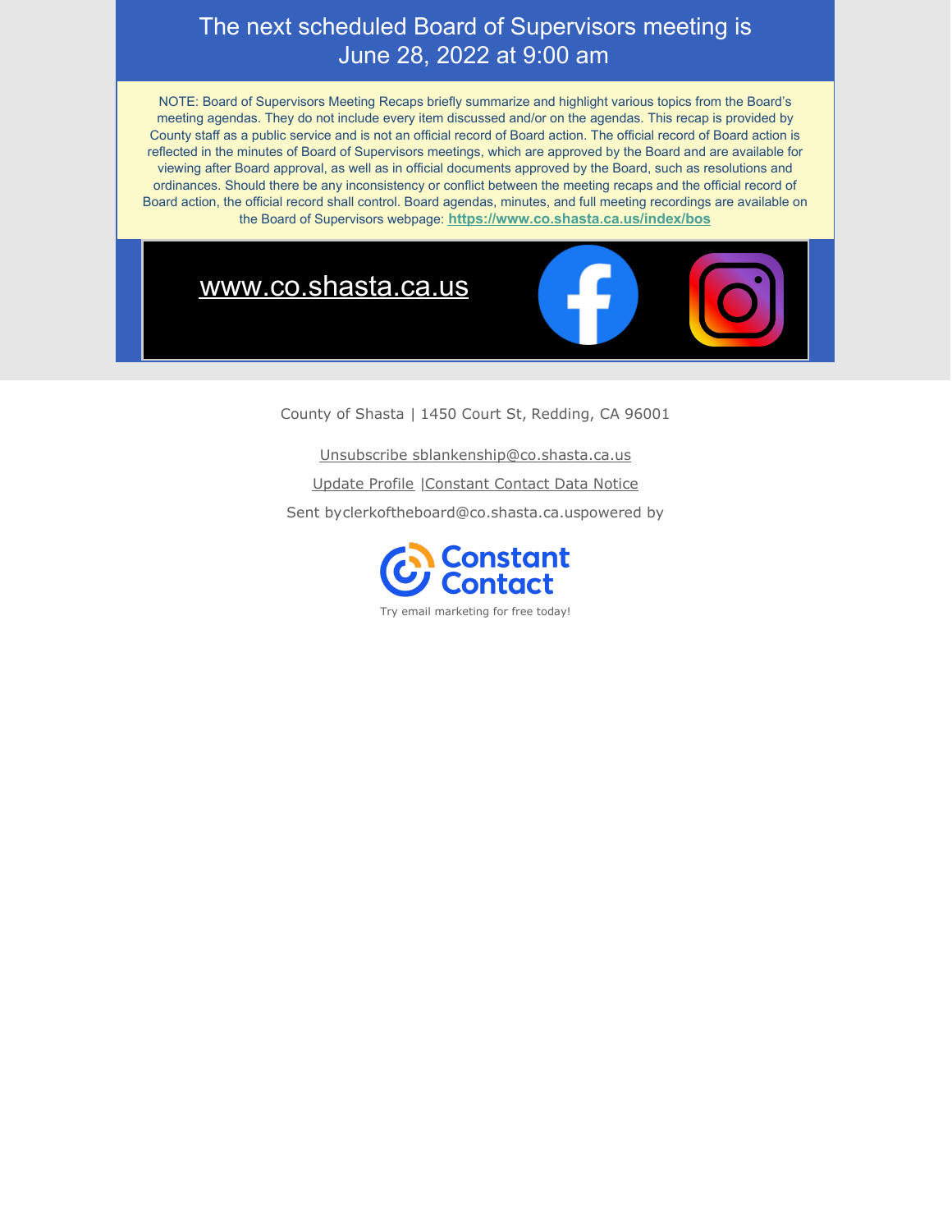# The next scheduled Board of Supervisors meeting is June 28, 2022 at 9:00 am

NOTE: Board of Supervisors Meeting Recaps briefly summarize and highlight various topics from the Board's meeting agendas. They do not include every item discussed and/or on the agendas. This recap is provided by County staff as a public service and is not an official record of Board action. The official record of Board action is reflected in the minutes of Board of Supervisors meetings, which are approved by the Board and are available for viewing after Board approval, as well as in official documents approved by the Board, such as resolutions and ordinances. Should there be any inconsistency or conflict between the meeting recaps and the official record of Board action, the official record shall control. Board agendas, minutes, and full meeting recordings are available on the Board of Supervisors webpage: **https://www.co.shasta.ca.us/index/bos**

www.co.shasta.ca.us

County of Shasta | 1450 Court St, Redding, CA 96001

Unsubscribe sblankenship@co.shasta.ca.us

Update Profile |Constant Contact Data Notice

Sent byclerkoftheboard@co.shasta.ca.uspowered by

Constant Contact

Try email marketing for free today!